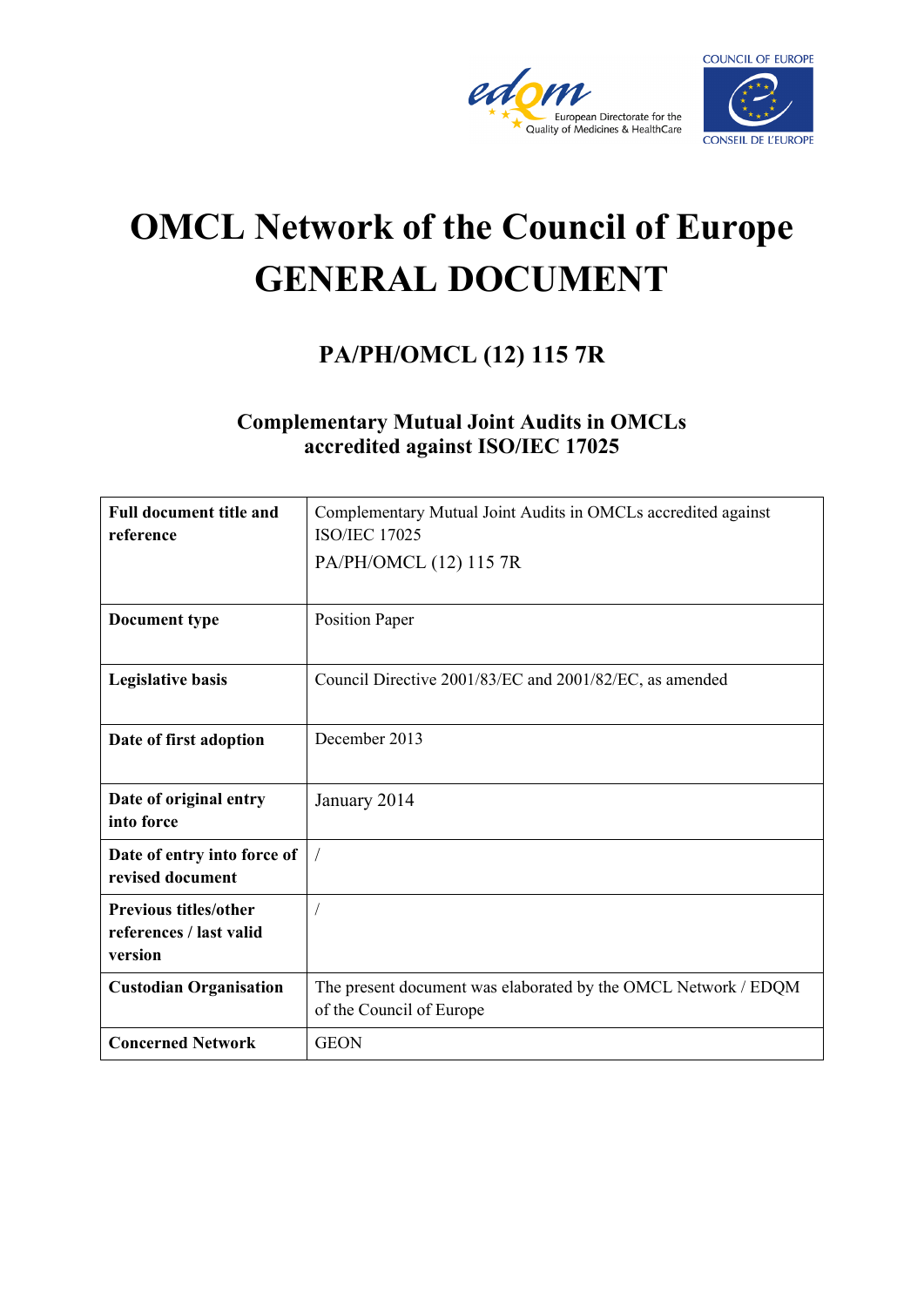# OMCL Network of the Council of Europe
# GENERAL DOCUMENT

## PA/PH/OMCL (12) 115 7R

### Complementary Mutual Joint Audits in OMCLs accredited against ISO/IEC 17025

| **Full document title and reference** | Complementary Mutual Joint Audits in OMCLs accredited against ISO/IEC 17025<br>PA/PH/OMCL (12) 115 7R |
|---|---|
| **Document type** | Position Paper |
| **Legislative basis** | Council Directive 2001/83/EC and 2001/82/EC, as amended |
| **Date of first adoption** | December 2013 |
| **Date of original entry into force** | January 2014 |
| **Date of entry into force of revised document** | / |
| **Previous titles/other references / last valid version** | / |
| **Custodian Organisation** | The present document was elaborated by the OMCL Network / EDQM of the Council of Europe |
| **Concerned Network** | GEON |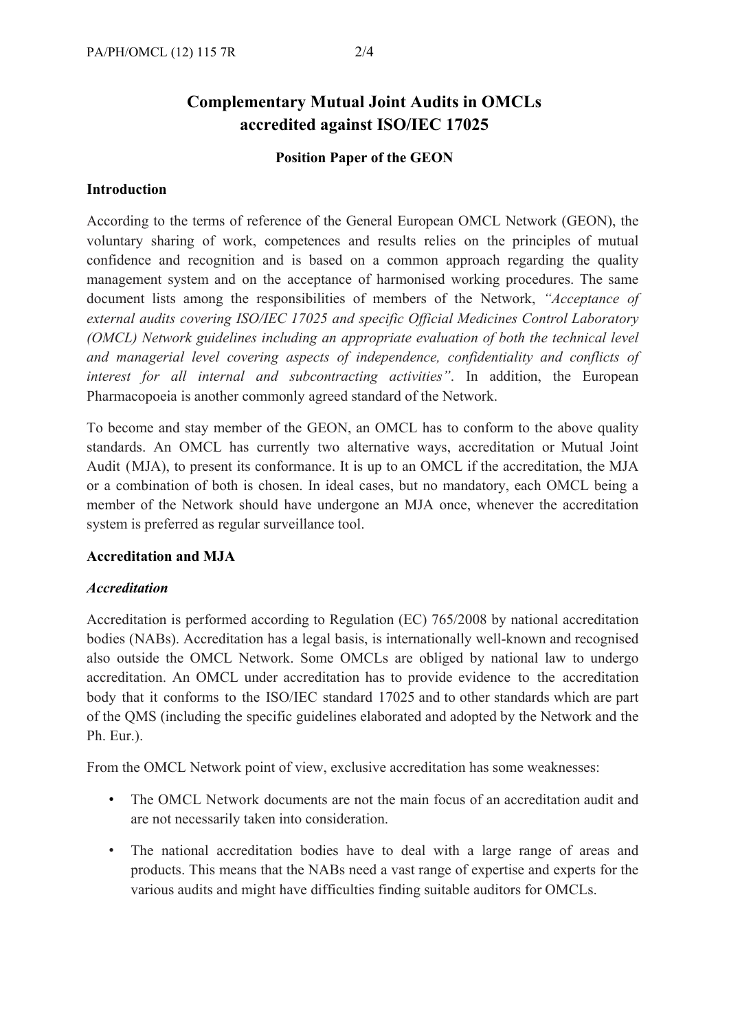# Complementary Mutual Joint Audits in OMCLs accredited against ISO/IEC 17025

### Position Paper of the GEON

## Introduction

According to the terms of reference of the General European OMCL Network (GEON), the voluntary sharing of work, competences and results relies on the principles of mutual confidence and recognition and is based on a common approach regarding the quality management system and on the acceptance of harmonised working procedures. The same document lists among the responsibilities of members of the Network, *"Acceptance of external audits covering ISO/IEC 17025 and specific Official Medicines Control Laboratory (OMCL) Network guidelines including an appropriate evaluation of both the technical level and managerial level covering aspects of independence, confidentiality and conflicts of interest for all internal and subcontracting activities"*. In addition, the European Pharmacopoeia is another commonly agreed standard of the Network.

To become and stay member of the GEON, an OMCL has to conform to the above quality standards. An OMCL has currently two alternative ways, accreditation or Mutual Joint Audit (MJA), to present its conformance. It is up to an OMCL if the accreditation, the MJA or a combination of both is chosen. In ideal cases, but no mandatory, each OMCL being a member of the Network should have undergone an MJA once, whenever the accreditation system is preferred as regular surveillance tool.

## Accreditation and MJA

### *Accreditation*

Accreditation is performed according to Regulation (EC) 765/2008 by national accreditation bodies (NABs). Accreditation has a legal basis, is internationally well-known and recognised also outside the OMCL Network. Some OMCLs are obliged by national law to undergo accreditation. An OMCL under accreditation has to provide evidence to the accreditation body that it conforms to the ISO/IEC standard 17025 and to other standards which are part of the QMS (including the specific guidelines elaborated and adopted by the Network and the Ph. Eur.).

From the OMCL Network point of view, exclusive accreditation has some weaknesses:

- The OMCL Network documents are not the main focus of an accreditation audit and are not necessarily taken into consideration.
- The national accreditation bodies have to deal with a large range of areas and products. This means that the NABs need a vast range of expertise and experts for the various audits and might have difficulties finding suitable auditors for OMCLs.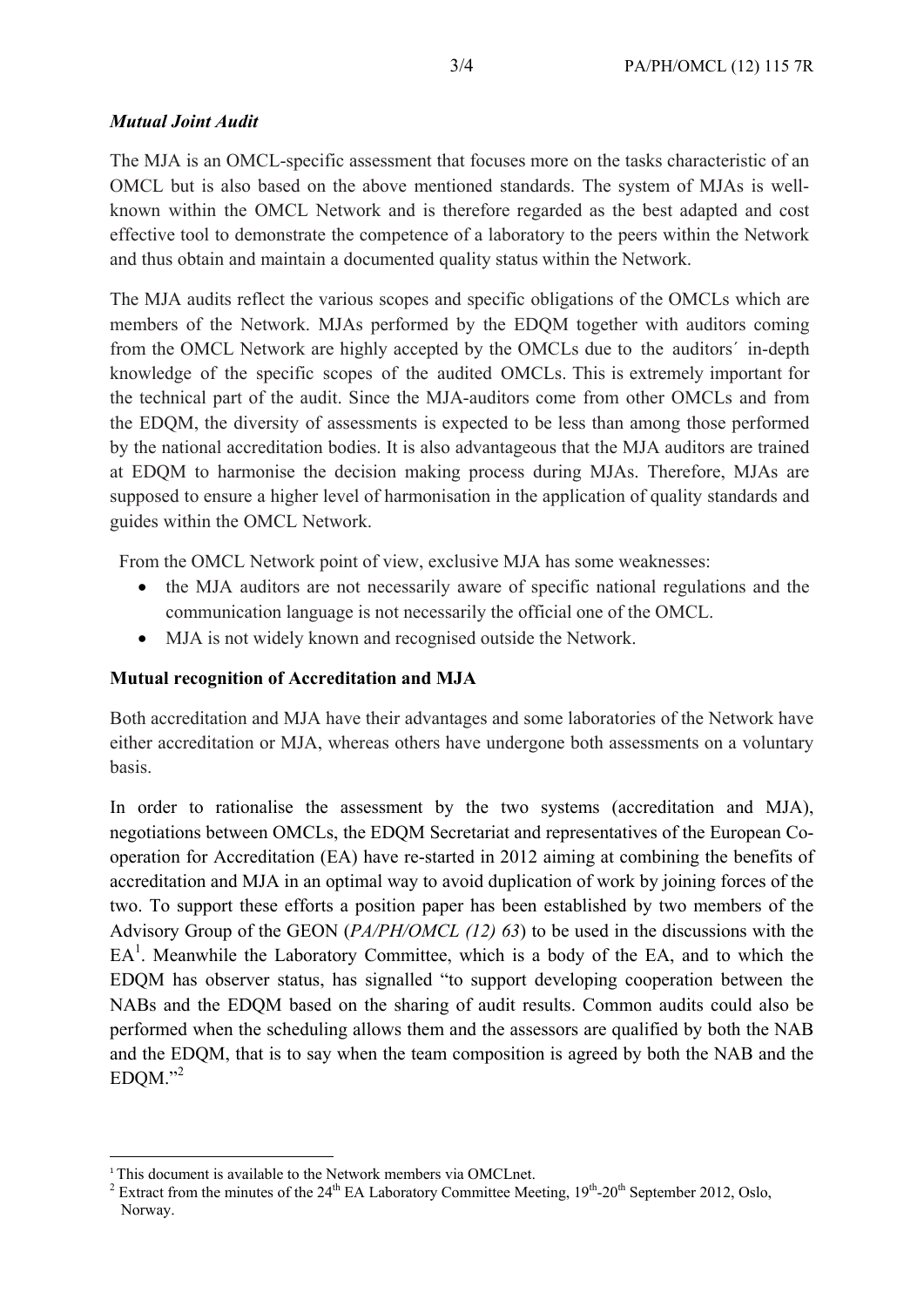### *Mutual Joint Audit*

The MJA is an OMCL-specific assessment that focuses more on the tasks characteristic of an OMCL but is also based on the above mentioned standards. The system of MJAs is well-known within the OMCL Network and is therefore regarded as the best adapted and cost effective tool to demonstrate the competence of a laboratory to the peers within the Network and thus obtain and maintain a documented quality status within the Network.

The MJA audits reflect the various scopes and specific obligations of the OMCLs which are members of the Network. MJAs performed by the EDQM together with auditors coming from the OMCL Network are highly accepted by the OMCLs due to the auditors´ in-depth knowledge of the specific scopes of the audited OMCLs. This is extremely important for the technical part of the audit. Since the MJA-auditors come from other OMCLs and from the EDQM, the diversity of assessments is expected to be less than among those performed by the national accreditation bodies. It is also advantageous that the MJA auditors are trained at EDQM to harmonise the decision making process during MJAs. Therefore, MJAs are supposed to ensure a higher level of harmonisation in the application of quality standards and guides within the OMCL Network.

From the OMCL Network point of view, exclusive MJA has some weaknesses:

- the MJA auditors are not necessarily aware of specific national regulations and the communication language is not necessarily the official one of the OMCL.
- MJA is not widely known and recognised outside the Network.

### Mutual recognition of Accreditation and MJA

Both accreditation and MJA have their advantages and some laboratories of the Network have either accreditation or MJA, whereas others have undergone both assessments on a voluntary basis.

In order to rationalise the assessment by the two systems (accreditation and MJA), negotiations between OMCLs, the EDQM Secretariat and representatives of the European Co-operation for Accreditation (EA) have re-started in 2012 aiming at combining the benefits of accreditation and MJA in an optimal way to avoid duplication of work by joining forces of the two. To support these efforts a position paper has been established by two members of the Advisory Group of the GEON (*PA/PH/OMCL (12) 63*) to be used in the discussions with the EA[1]. Meanwhile the Laboratory Committee, which is a body of the EA, and to which the EDQM has observer status, has signalled "to support developing cooperation between the NABs and the EDQM based on the sharing of audit results. Common audits could also be performed when the scheduling allows them and the assessors are qualified by both the NAB and the EDQM, that is to say when the team composition is agreed by both the NAB and the EDQM."[2]

---

[1] This document is available to the Network members via OMCLnet.

[2] Extract from the minutes of the 24th EA Laboratory Committee Meeting, 19th-20th September 2012, Oslo, Norway.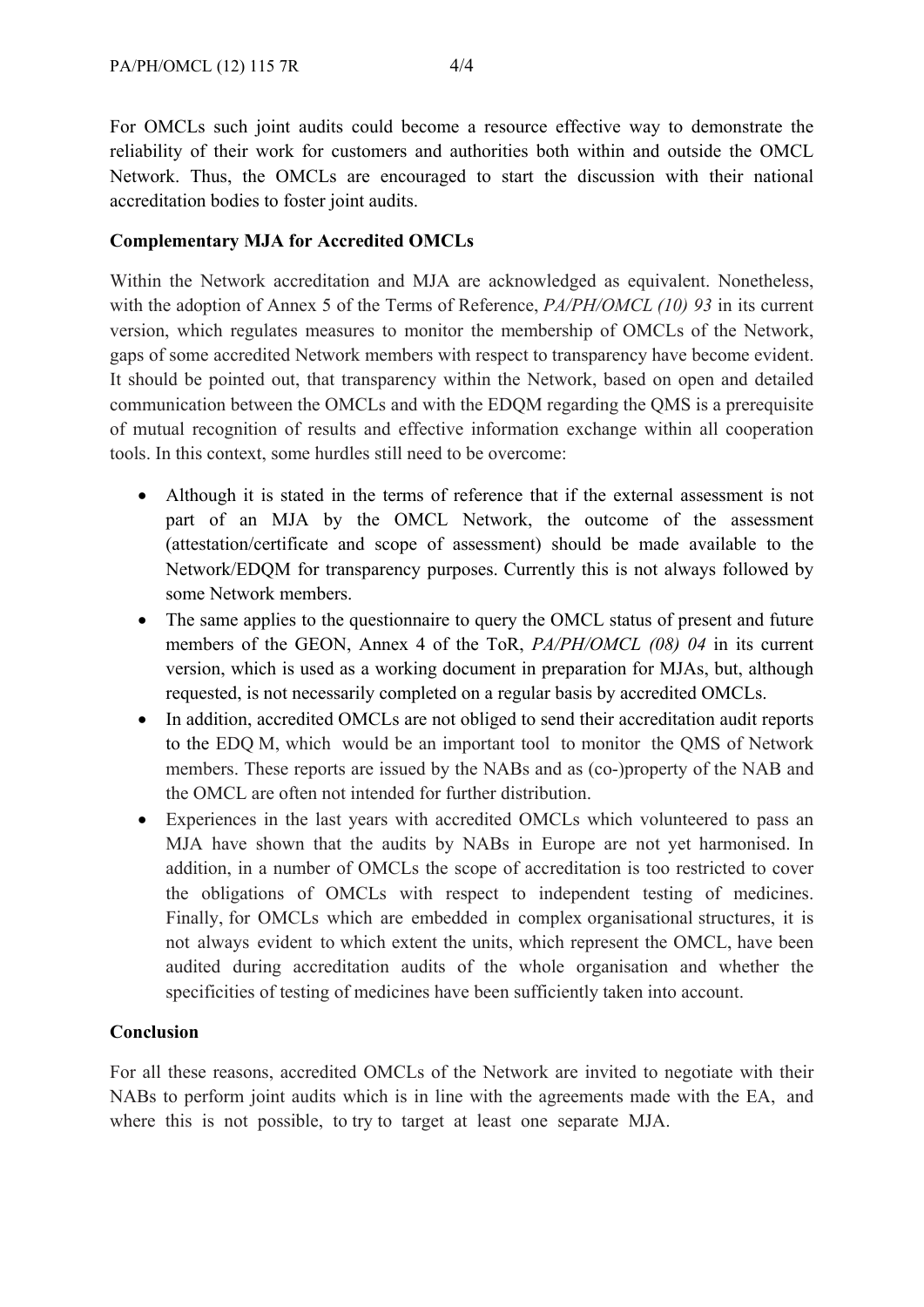For OMCLs such joint audits could become a resource effective way to demonstrate the reliability of their work for customers and authorities both within and outside the OMCL Network. Thus, the OMCLs are encouraged to start the discussion with their national accreditation bodies to foster joint audits.

**Complementary MJA for Accredited OMCLs**

Within the Network accreditation and MJA are acknowledged as equivalent. Nonetheless, with the adoption of Annex 5 of the Terms of Reference, *PA/PH/OMCL (10) 93* in its current version, which regulates measures to monitor the membership of OMCLs of the Network, gaps of some accredited Network members with respect to transparency have become evident. It should be pointed out, that transparency within the Network, based on open and detailed communication between the OMCLs and with the EDQM regarding the QMS is a prerequisite of mutual recognition of results and effective information exchange within all cooperation tools. In this context, some hurdles still need to be overcome:

- Although it is stated in the terms of reference that if the external assessment is not part of an MJA by the OMCL Network, the outcome of the assessment (attestation/certificate and scope of assessment) should be made available to the Network/EDQM for transparency purposes. Currently this is not always followed by some Network members.
- The same applies to the questionnaire to query the OMCL status of present and future members of the GEON, Annex 4 of the ToR, *PA/PH/OMCL (08) 04* in its current version, which is used as a working document in preparation for MJAs, but, although requested, is not necessarily completed on a regular basis by accredited OMCLs.
- In addition, accredited OMCLs are not obliged to send their accreditation audit reports to the EDQ M, which would be an important tool to monitor the QMS of Network members. These reports are issued by the NABs and as (co-)property of the NAB and the OMCL are often not intended for further distribution.
- Experiences in the last years with accredited OMCLs which volunteered to pass an MJA have shown that the audits by NABs in Europe are not yet harmonised. In addition, in a number of OMCLs the scope of accreditation is too restricted to cover the obligations of OMCLs with respect to independent testing of medicines. Finally, for OMCLs which are embedded in complex organisational structures, it is not always evident to which extent the units, which represent the OMCL, have been audited during accreditation audits of the whole organisation and whether the specificities of testing of medicines have been sufficiently taken into account.

**Conclusion**

For all these reasons, accredited OMCLs of the Network are invited to negotiate with their NABs to perform joint audits which is in line with the agreements made with the EA, and where this is not possible, to try to target at least one separate MJA.